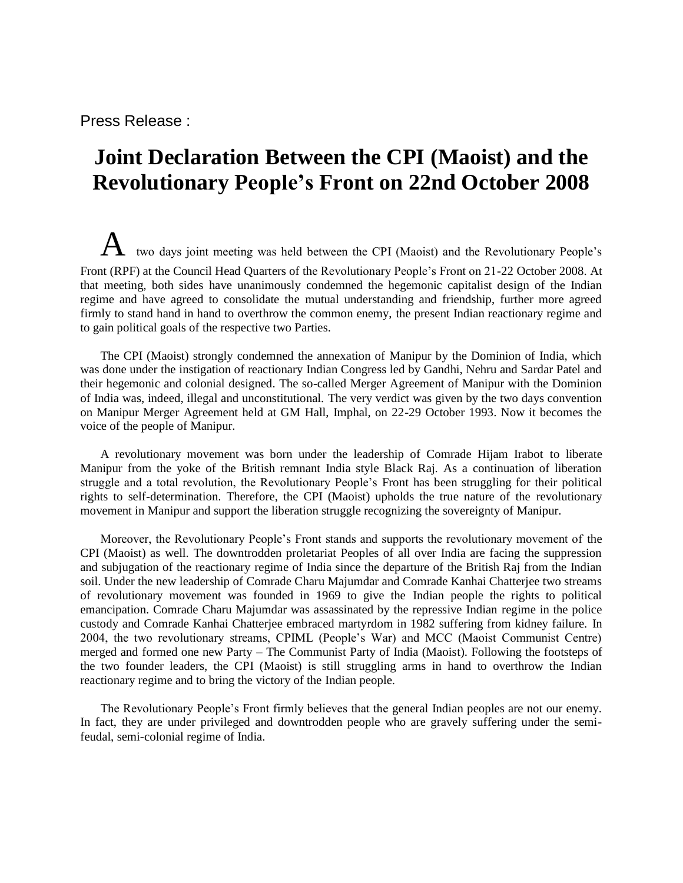Press Release :

# Joint Declaration Between the CPI (Maoist) and the Revolutionary People's Front on 22nd October 2008

A two days joint meeting was held between the CPI (Maoist) and the Revolutionary People's Front (RPF) at the Council Head Quarters of the Revolutionary People's Front on 21-22 October 2008. At that meeting, both sides have unanimously condemned the hegemonic capitalist design of the Indian regime and have agreed to consolidate the mutual understanding and friendship, further more agreed firmly to stand hand in hand to overthrow the common enemy, the present Indian reactionary regime and to gain political goals of the respective two Parties.

The CPI (Maoist) strongly condemned the annexation of Manipur by the Dominion of India, which was done under the instigation of reactionary Indian Congress led by Gandhi, Nehru and Sardar Patel and their hegemonic and colonial designed. The so-called Merger Agreement of Manipur with the Dominion of India was, indeed, illegal and unconstitutional. The very verdict was given by the two days convention on Manipur Merger Agreement held at GM Hall, Imphal, on 22-29 October 1993. Now it becomes the voice of the people of Manipur.

A revolutionary movement was born under the leadership of Comrade Hijam Irabot to liberate Manipur from the yoke of the British remnant India style Black Raj. As a continuation of liberation struggle and a total revolution, the Revolutionary People's Front has been struggling for their political rights to self-determination. Therefore, the CPI (Maoist) upholds the true nature of the revolutionary movement in Manipur and support the liberation struggle recognizing the sovereignty of Manipur.

Moreover, the Revolutionary People's Front stands and supports the revolutionary movement of the CPI (Maoist) as well. The downtrodden proletariat Peoples of all over India are facing the suppression and subjugation of the reactionary regime of India since the departure of the British Raj from the Indian soil. Under the new leadership of Comrade Charu Majumdar and Comrade Kanhai Chatterjee two streams of revolutionary movement was founded in 1969 to give the Indian people the rights to political emancipation. Comrade Charu Majumdar was assassinated by the repressive Indian regime in the police custody and Comrade Kanhai Chatterjee embraced martyrdom in 1982 suffering from kidney failure. In 2004, the two revolutionary streams, CPIML (People's War) and MCC (Maoist Communist Centre) merged and formed one new Party – The Communist Party of India (Maoist). Following the footsteps of the two founder leaders, the CPI (Maoist) is still struggling arms in hand to overthrow the Indian reactionary regime and to bring the victory of the Indian people.

The Revolutionary People's Front firmly believes that the general Indian peoples are not our enemy. In fact, they are under privileged and downtrodden people who are gravely suffering under the semi-feudal, semi-colonial regime of India.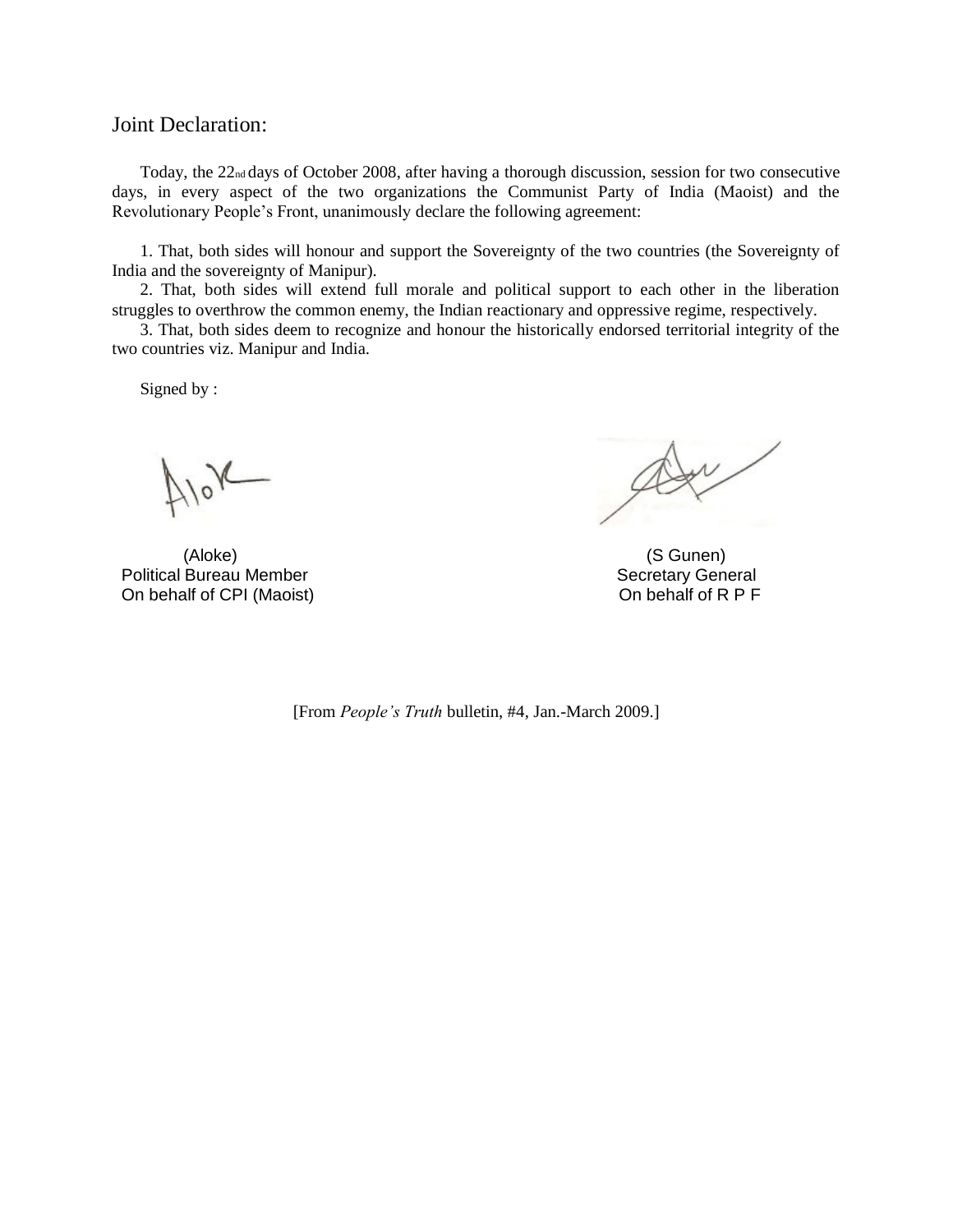## Joint Declaration:

Today, the 22nd days of October 2008, after having a thorough discussion, session for two consecutive days, in every aspect of the two organizations the Communist Party of India (Maoist) and the Revolutionary People's Front, unanimously declare the following agreement:

1. That, both sides will honour and support the Sovereignty of the two countries (the Sovereignty of India and the sovereignty of Manipur).
2. That, both sides will extend full morale and political support to each other in the liberation struggles to overthrow the common enemy, the Indian reactionary and oppressive regime, respectively.
3. That, both sides deem to recognize and honour the historically endorsed territorial integrity of the two countries viz. Manipur and India.

Signed by :

| | |
|---|---|
| (Aloke) | (S Gunen) |
| Political Bureau Member | Secretary General |
| On behalf of CPI (Maoist) | On behalf of R P F |

[From *People's Truth* bulletin, #4, Jan.-March 2009.]